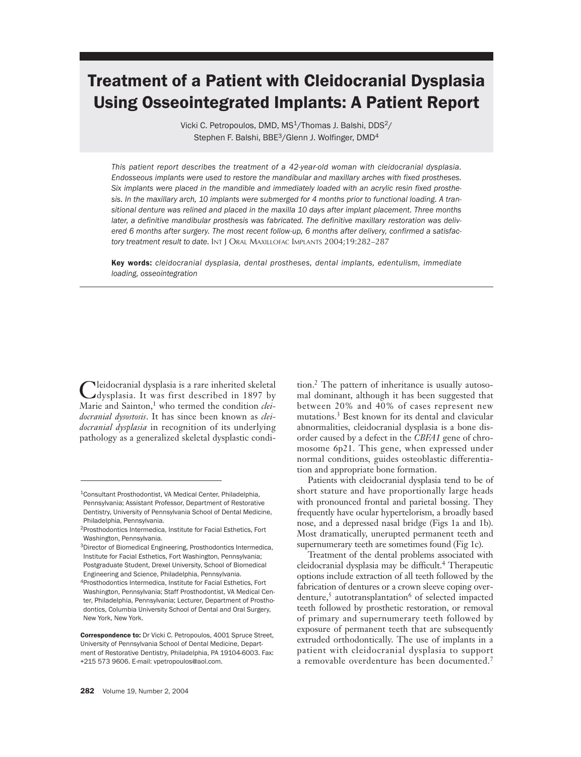# Treatment of a Patient with Cleidocranial Dysplasia Using Osseointegrated Implants: A Patient Report

Vicki C. Petropoulos, DMD, MS[1]/Thomas J. Balshi, DDS[2]/ Stephen F. Balshi, BBE[3]/Glenn J. Wolfinger, DMD[4]

*This patient report describes the treatment of a 42-year-old woman with cleidocranial dysplasia. Endosseous implants were used to restore the mandibular and maxillary arches with fixed prostheses. Six implants were placed in the mandible and immediately loaded with an acrylic resin fixed prosthesis. In the maxillary arch, 10 implants were submerged for 4 months prior to functional loading. A transitional denture was relined and placed in the maxilla 10 days after implant placement. Three months later, a definitive mandibular prosthesis was fabricated. The definitive maxillary restoration was delivered 6 months after surgery. The most recent follow-up, 6 months after delivery, confirmed a satisfactory treatment result to date.* INT J ORAL MAXILLOFAC IMPLANTS 2004;19:282–287

**Key words:** *cleidocranial dysplasia, dental prostheses, dental implants, edentulism, immediate loading, osseointegration*

---

Cleidocranial dysplasia is a rare inherited skeletal dysplasia. It was first described in 1897 by Marie and Sainton,[1] who termed the condition *cleidocranial dysostosis*. It has since been known as *cleidocranial dysplasia* in recognition of its underlying pathology as a generalized skeletal dysplastic condition.[2] The pattern of inheritance is usually autosomal dominant, although it has been suggested that between 20% and 40% of cases represent new mutations.[3] Best known for its dental and clavicular abnormalities, cleidocranial dysplasia is a bone disorder caused by a defect in the *CBFA1* gene of chromosome 6p21. This gene, when expressed under normal conditions, guides osteoblastic differentiation and appropriate bone formation.

Patients with cleidocranial dysplasia tend to be of short stature and have proportionally large heads with pronounced frontal and parietal bossing. They frequently have ocular hypertelorism, a broadly based nose, and a depressed nasal bridge (Figs 1a and 1b). Most dramatically, unerupted permanent teeth and supernumerary teeth are sometimes found (Fig 1c).

Treatment of the dental problems associated with cleidocranial dysplasia may be difficult.[4] Therapeutic options include extraction of all teeth followed by the fabrication of dentures or a crown sleeve coping overdenture,[5] autotransplantation[6] of selected impacted teeth followed by prosthetic restoration, or removal of primary and supernumerary teeth followed by exposure of permanent teeth that are subsequently extruded orthodontically. The use of implants in a patient with cleidocranial dysplasia to support a removable overdenture has been documented.[7]

---

[1]Consultant Prosthodontist, VA Medical Center, Philadelphia, Pennsylvania; Assistant Professor, Department of Restorative Dentistry, University of Pennsylvania School of Dental Medicine, Philadelphia, Pennsylvania.

[2]Prosthodontics Intermedica, Institute for Facial Esthetics, Fort Washington, Pennsylvania.

[3]Director of Biomedical Engineering, Prosthodontics Intermedica, Institute for Facial Esthetics, Fort Washington, Pennsylvania; Postgraduate Student, Drexel University, School of Biomedical Engineering and Science, Philadelphia, Pennsylvania.

[4]Prosthodontics Intermedica, Institute for Facial Esthetics, Fort Washington, Pennsylvania; Staff Prosthodontist, VA Medical Center, Philadelphia, Pennsylvania; Lecturer, Department of Prosthodontics, Columbia University School of Dental and Oral Surgery, New York, New York.

**Correspondence to:** Dr Vicki C. Petropoulos, 4001 Spruce Street, University of Pennsylvania School of Dental Medicine, Department of Restorative Dentistry, Philadelphia, PA 19104-6003. Fax: +215 573 9606. E-mail: vpetropoulos@aol.com.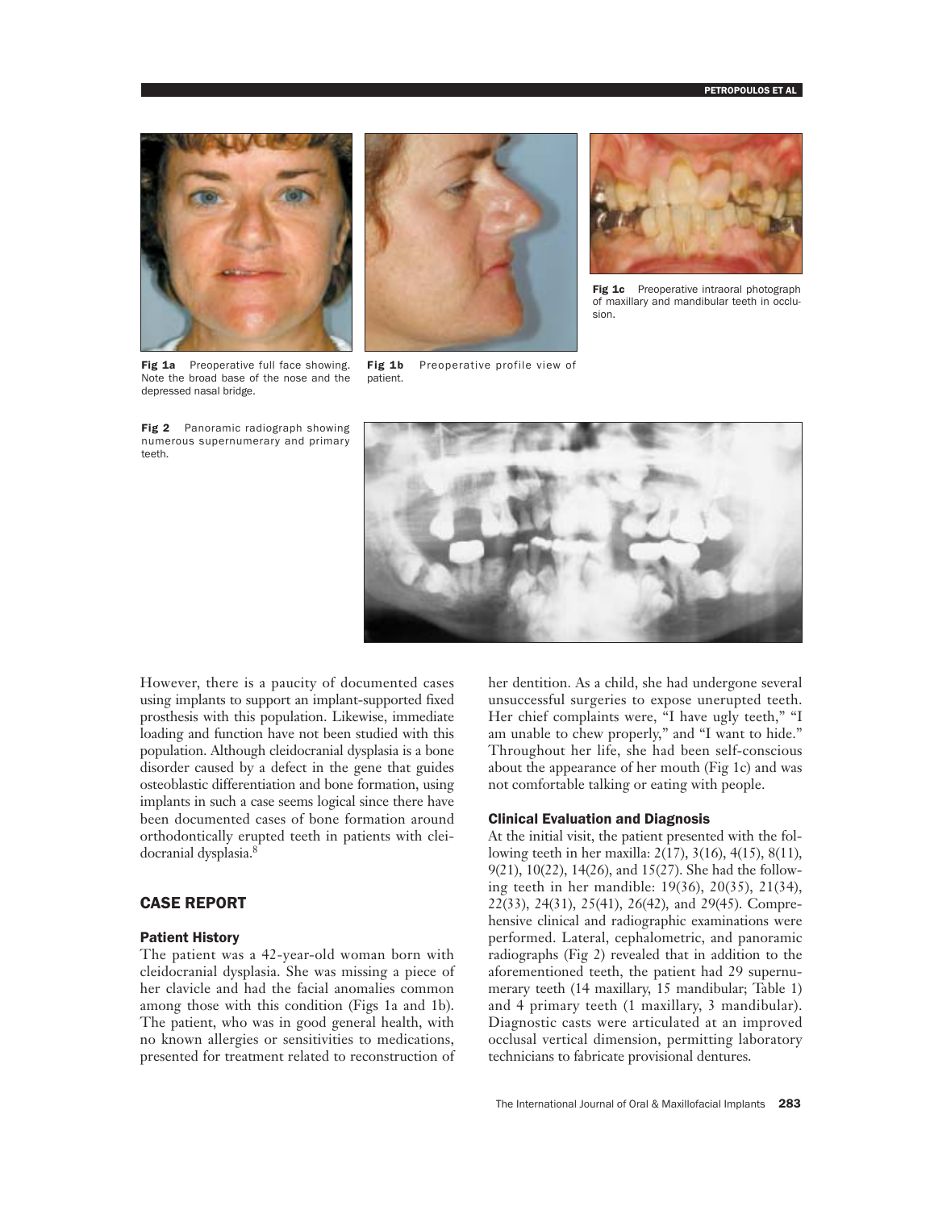Fig 1a Preoperative full face showing. Note the broad base of the nose and the depressed nasal bridge.

Fig 1b Preoperative profile view of patient.

Fig 1c Preoperative intraoral photograph of maxillary and mandibular teeth in occlusion.

Fig 2 Panoramic radiograph showing numerous supernumerary and primary teeth.

However, there is a paucity of documented cases using implants to support an implant-supported fixed prosthesis with this population. Likewise, immediate loading and function have not been studied with this population. Although cleidocranial dysplasia is a bone disorder caused by a defect in the gene that guides osteoblastic differentiation and bone formation, using implants in such a case seems logical since there have been documented cases of bone formation around orthodontically erupted teeth in patients with cleidocranial dysplasia.[8]

## CASE REPORT

### Patient History

The patient was a 42-year-old woman born with cleidocranial dysplasia. She was missing a piece of her clavicle and had the facial anomalies common among those with this condition (Figs 1a and 1b). The patient, who was in good general health, with no known allergies or sensitivities to medications, presented for treatment related to reconstruction of her dentition. As a child, she had undergone several unsuccessful surgeries to expose unerupted teeth. Her chief complaints were, "I have ugly teeth," "I am unable to chew properly," and "I want to hide." Throughout her life, she had been self-conscious about the appearance of her mouth (Fig 1c) and was not comfortable talking or eating with people.

### Clinical Evaluation and Diagnosis

At the initial visit, the patient presented with the following teeth in her maxilla: 2(17), 3(16), 4(15), 8(11), 9(21), 10(22), 14(26), and 15(27). She had the following teeth in her mandible: 19(36), 20(35), 21(34), 22(33), 24(31), 25(41), 26(42), and 29(45). Comprehensive clinical and radiographic examinations were performed. Lateral, cephalometric, and panoramic radiographs (Fig 2) revealed that in addition to the aforementioned teeth, the patient had 29 supernumerary teeth (14 maxillary, 15 mandibular; Table 1) and 4 primary teeth (1 maxillary, 3 mandibular). Diagnostic casts were articulated at an improved occlusal vertical dimension, permitting laboratory technicians to fabricate provisional dentures.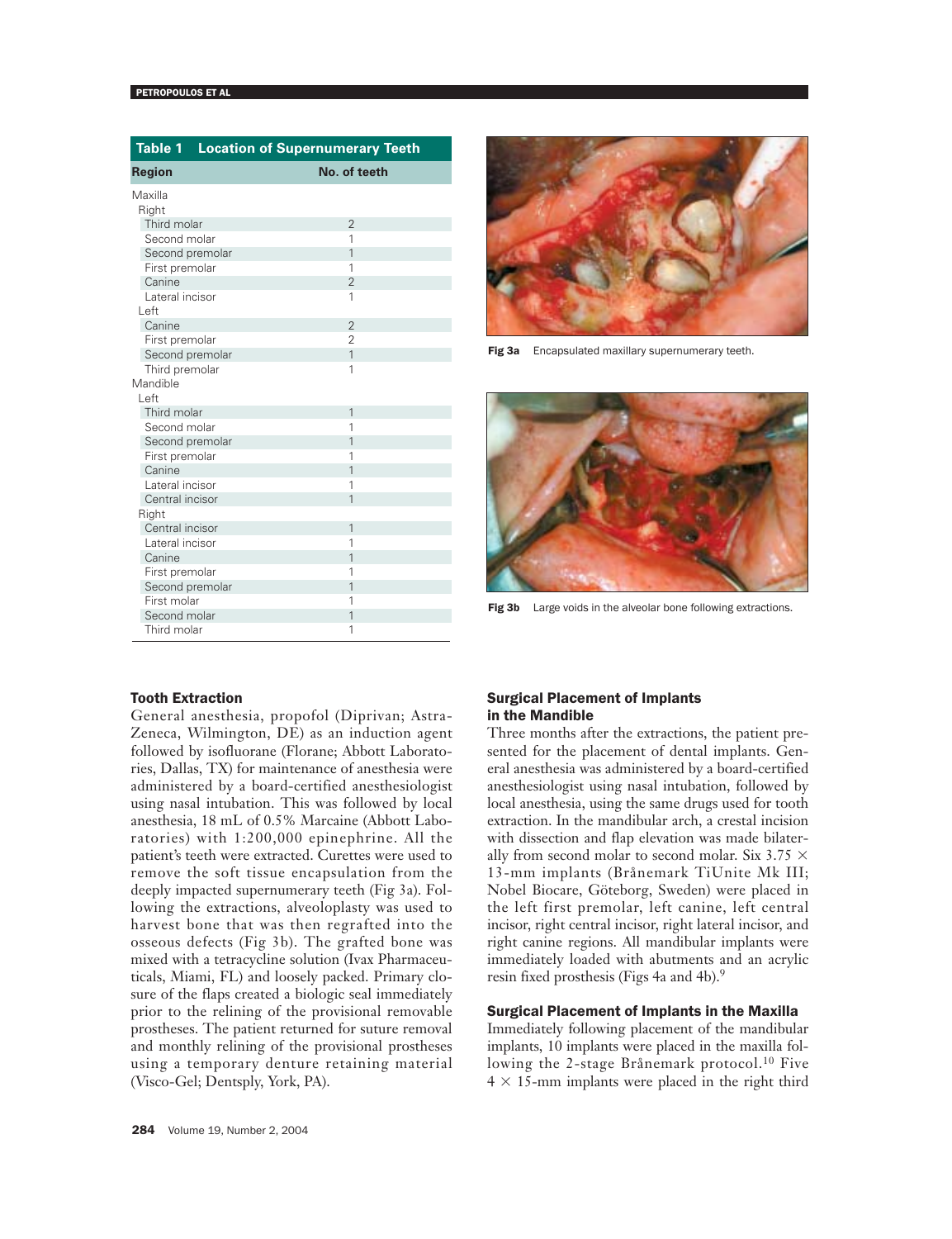**Table 1 Location of Supernumerary Teeth**

| Region | No. of teeth |
|---|---|
| Maxilla | |
| Right | |
| Third molar | 2 |
| Second molar | 1 |
| Second premolar | 1 |
| First premolar | 1 |
| Canine | 2 |
| Lateral incisor | 1 |
| Left | |
| Canine | 2 |
| First premolar | 2 |
| Second premolar | 1 |
| Third premolar | 1 |
| Mandible | |
| Left | |
| Third molar | 1 |
| Second molar | 1 |
| Second premolar | 1 |
| First premolar | 1 |
| Canine | 1 |
| Lateral incisor | 1 |
| Central incisor | 1 |
| Right | |
| Central incisor | 1 |
| Lateral incisor | 1 |
| Canine | 1 |
| First premolar | 1 |
| Second premolar | 1 |
| First molar | 1 |
| Second molar | 1 |
| Third molar | 1 |

**Fig 3a** Encapsulated maxillary supernumerary teeth.

**Fig 3b** Large voids in the alveolar bone following extractions.

### Tooth Extraction

General anesthesia, propofol (Diprivan; AstraZeneca, Wilmington, DE) as an induction agent followed by isofluorane (Florane; Abbott Laboratories, Dallas, TX) for maintenance of anesthesia were administered by a board-certified anesthesiologist using nasal intubation. This was followed by local anesthesia, 18 mL of 0.5% Marcaine (Abbott Laboratories) with 1:200,000 epinephrine. All the patient's teeth were extracted. Curettes were used to remove the soft tissue encapsulation from the deeply impacted supernumerary teeth (Fig 3a). Following the extractions, alveoloplasty was used to harvest bone that was then regrafted into the osseous defects (Fig 3b). The grafted bone was mixed with a tetracycline solution (Ivax Pharmaceuticals, Miami, FL) and loosely packed. Primary closure of the flaps created a biologic seal immediately prior to the relining of the provisional removable prostheses. The patient returned for suture removal and monthly relining of the provisional prostheses using a temporary denture retaining material (Visco-Gel; Dentsply, York, PA).

### Surgical Placement of Implants in the Mandible

Three months after the extractions, the patient presented for the placement of dental implants. General anesthesia was administered by a board-certified anesthesiologist using nasal intubation, followed by local anesthesia, using the same drugs used for tooth extraction. In the mandibular arch, a crestal incision with dissection and flap elevation was made bilaterally from second molar to second molar. Six 3.75 × 13-mm implants (Brånemark TiUnite Mk III; Nobel Biocare, Göteborg, Sweden) were placed in the left first premolar, left canine, left central incisor, right central incisor, right lateral incisor, and right canine regions. All mandibular implants were immediately loaded with abutments and an acrylic resin fixed prosthesis (Figs 4a and 4b).[9]

### Surgical Placement of Implants in the Maxilla

Immediately following placement of the mandibular implants, 10 implants were placed in the maxilla following the 2-stage Brånemark protocol.[10] Five 4 × 15-mm implants were placed in the right third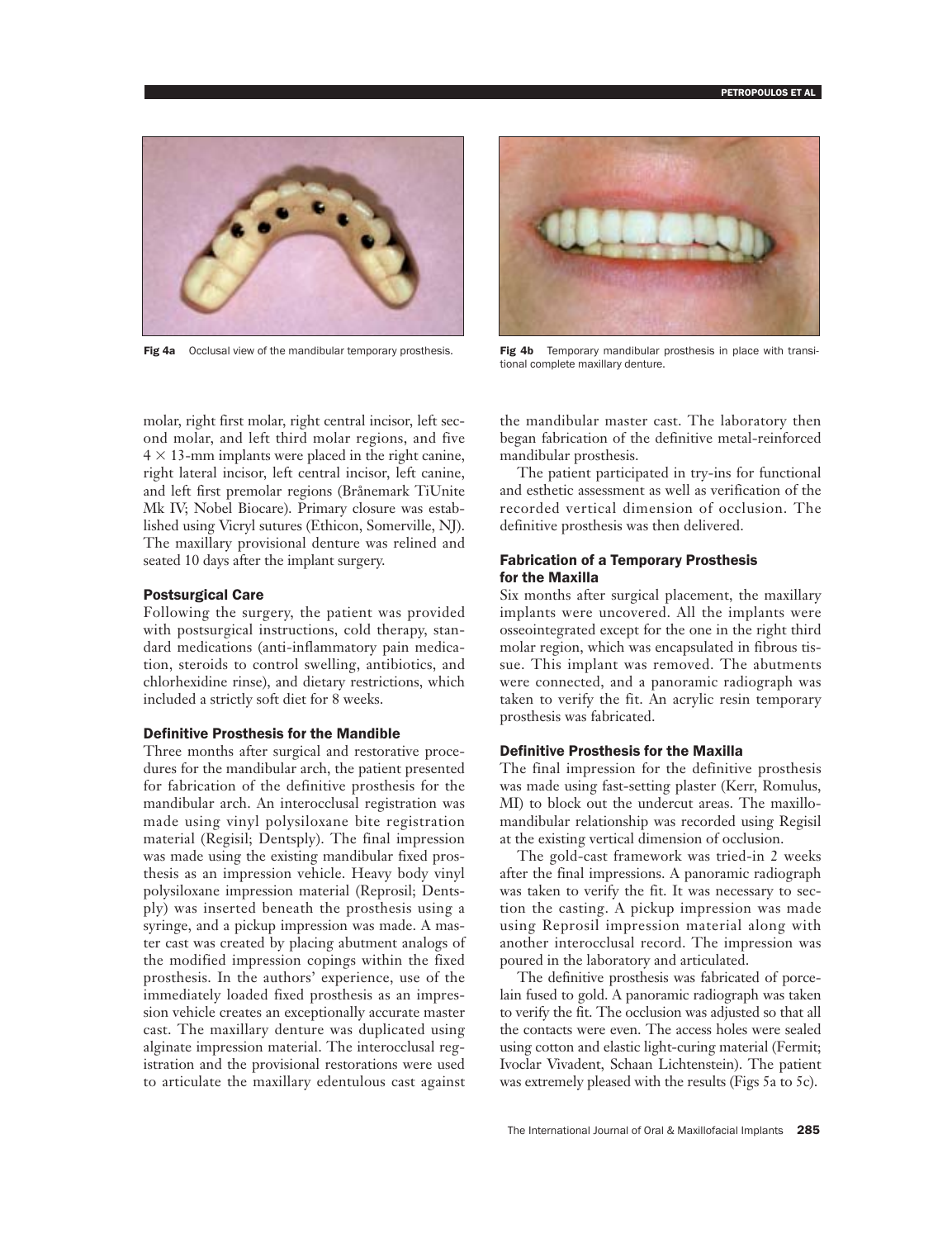Fig 4a Occlusal view of the mandibular temporary prosthesis.

Fig 4b Temporary mandibular prosthesis in place with transitional complete maxillary denture.

molar, right first molar, right central incisor, left second molar, and left third molar regions, and five $4 \times 13$-mm implants were placed in the right canine, right lateral incisor, left central incisor, left canine, and left first premolar regions (Brånemark TiUnite Mk IV; Nobel Biocare). Primary closure was established using Vicryl sutures (Ethicon, Somerville, NJ). The maxillary provisional denture was relined and seated 10 days after the implant surgery.

### Postsurgical Care

Following the surgery, the patient was provided with postsurgical instructions, cold therapy, standard medications (anti-inflammatory pain medication, steroids to control swelling, antibiotics, and chlorhexidine rinse), and dietary restrictions, which included a strictly soft diet for 8 weeks.

### Definitive Prosthesis for the Mandible

Three months after surgical and restorative procedures for the mandibular arch, the patient presented for fabrication of the definitive prosthesis for the mandibular arch. An interocclusal registration was made using vinyl polysiloxane bite registration material (Regisil; Dentsply). The final impression was made using the existing mandibular fixed prosthesis as an impression vehicle. Heavy body vinyl polysiloxane impression material (Reprosil; Dentsply) was inserted beneath the prosthesis using a syringe, and a pickup impression was made. A master cast was created by placing abutment analogs of the modified impression copings within the fixed prosthesis. In the authors' experience, use of the immediately loaded fixed prosthesis as an impression vehicle creates an exceptionally accurate master cast. The maxillary denture was duplicated using alginate impression material. The interocclusal registration and the provisional restorations were used to articulate the maxillary edentulous cast against the mandibular master cast. The laboratory then began fabrication of the definitive metal-reinforced mandibular prosthesis.

The patient participated in try-ins for functional and esthetic assessment as well as verification of the recorded vertical dimension of occlusion. The definitive prosthesis was then delivered.

### Fabrication of a Temporary Prosthesis for the Maxilla

Six months after surgical placement, the maxillary implants were uncovered. All the implants were osseointegrated except for the one in the right third molar region, which was encapsulated in fibrous tissue. This implant was removed. The abutments were connected, and a panoramic radiograph was taken to verify the fit. An acrylic resin temporary prosthesis was fabricated.

### Definitive Prosthesis for the Maxilla

The final impression for the definitive prosthesis was made using fast-setting plaster (Kerr, Romulus, MI) to block out the undercut areas. The maxillomandibular relationship was recorded using Regisil at the existing vertical dimension of occlusion.

The gold-cast framework was tried-in 2 weeks after the final impressions. A panoramic radiograph was taken to verify the fit. It was necessary to section the casting. A pickup impression was made using Reprosil impression material along with another interocclusal record. The impression was poured in the laboratory and articulated.

The definitive prosthesis was fabricated of porcelain fused to gold. A panoramic radiograph was taken to verify the fit. The occlusion was adjusted so that all the contacts were even. The access holes were sealed using cotton and elastic light-curing material (Fermit; Ivoclar Vivadent, Schaan Lichtenstein). The patient was extremely pleased with the results (Figs 5a to 5c).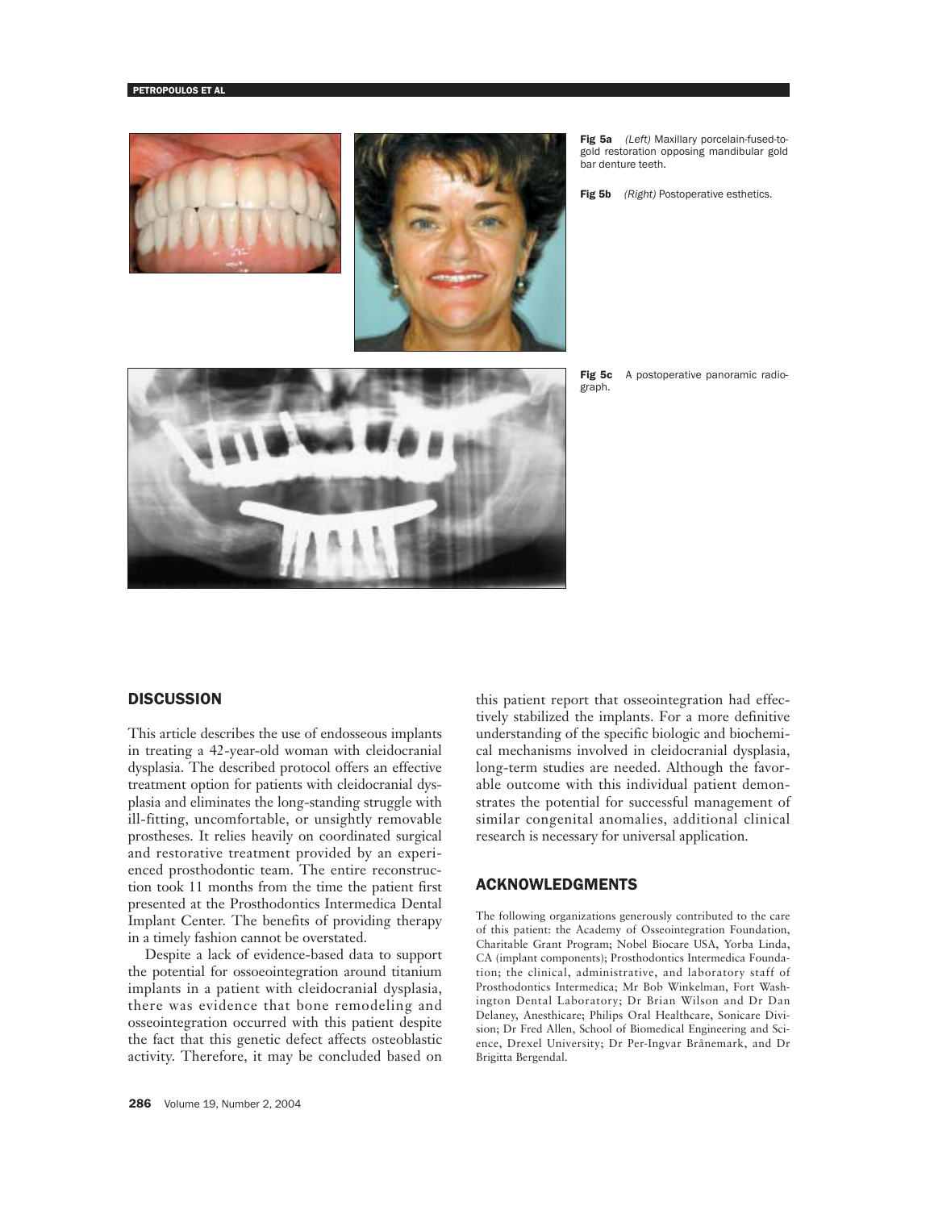Fig 5a (Left) Maxillary porcelain-fused-to-gold restoration opposing mandibular gold bar denture teeth.

Fig 5b (Right) Postoperative esthetics.

Fig 5c A postoperative panoramic radiograph.

## DISCUSSION

This article describes the use of endosseous implants in treating a 42-year-old woman with cleidocranial dysplasia. The described protocol offers an effective treatment option for patients with cleidocranial dysplasia and eliminates the long-standing struggle with ill-fitting, uncomfortable, or unsightly removable prostheses. It relies heavily on coordinated surgical and restorative treatment provided by an experienced prosthodontic team. The entire reconstruction took 11 months from the time the patient first presented at the Prosthodontics Intermedica Dental Implant Center. The benefits of providing therapy in a timely fashion cannot be overstated.

Despite a lack of evidence-based data to support the potential for ossoeointegration around titanium implants in a patient with cleidocranial dysplasia, there was evidence that bone remodeling and osseointegration occurred with this patient despite the fact that this genetic defect affects osteoblastic activity. Therefore, it may be concluded based on this patient report that osseointegration had effectively stabilized the implants. For a more definitive understanding of the specific biologic and biochemical mechanisms involved in cleidocranial dysplasia, long-term studies are needed. Although the favorable outcome with this individual patient demonstrates the potential for successful management of similar congenital anomalies, additional clinical research is necessary for universal application.

## ACKNOWLEDGMENTS

The following organizations generously contributed to the care of this patient: the Academy of Osseointegration Foundation, Charitable Grant Program; Nobel Biocare USA, Yorba Linda, CA (implant components); Prosthodontics Intermedica Foundation; the clinical, administrative, and laboratory staff of Prosthodontics Intermedica; Mr Bob Winkelman, Fort Washington Dental Laboratory; Dr Brian Wilson and Dr Dan Delaney, Anesthicare; Philips Oral Healthcare, Sonicare Division; Dr Fred Allen, School of Biomedical Engineering and Science, Drexel University; Dr Per-Ingvar Brånemark, and Dr Brigitta Bergendal.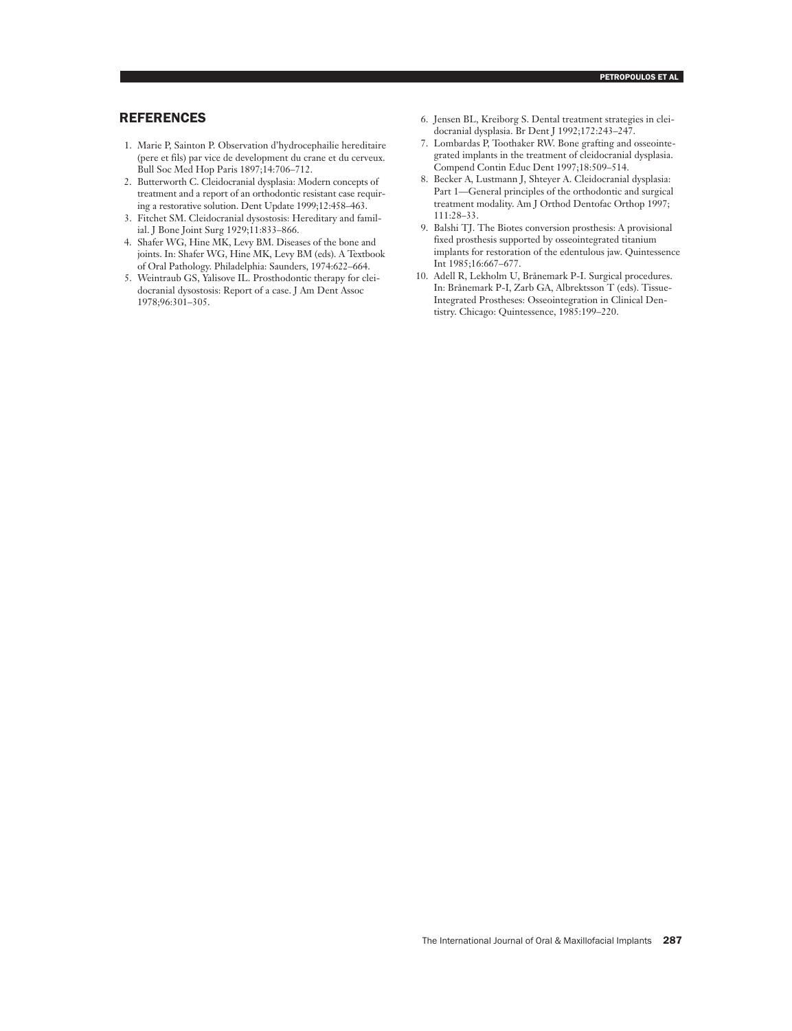## REFERENCES

1. Marie P, Sainton P. Observation d'hydrocephailie hereditaire (pere et fils) par vice de development du crane et du cerveux. Bull Soc Med Hop Paris 1897;14:706–712.
2. Butterworth C. Cleidocranial dysplasia: Modern concepts of treatment and a report of an orthodontic resistant case requiring a restorative solution. Dent Update 1999;12:458–463.
3. Fitchet SM. Cleidocranial dysostosis: Hereditary and familial. J Bone Joint Surg 1929;11:833–866.
4. Shafer WG, Hine MK, Levy BM. Diseases of the bone and joints. In: Shafer WG, Hine MK, Levy BM (eds). A Textbook of Oral Pathology. Philadelphia: Saunders, 1974:622–664.
5. Weintraub GS, Yalisove IL. Prosthodontic therapy for cleidocranial dysostosis: Report of a case. J Am Dent Assoc 1978;96:301–305.
6. Jensen BL, Kreiborg S. Dental treatment strategies in cleidocranial dysplasia. Br Dent J 1992;172:243–247.
7. Lombardas P, Toothaker RW. Bone grafting and osseointegrated implants in the treatment of cleidocranial dysplasia. Compend Contin Educ Dent 1997;18:509–514.
8. Becker A, Lustmann J, Shteyer A. Cleidocranial dysplasia: Part 1—General principles of the orthodontic and surgical treatment modality. Am J Orthod Dentofac Orthop 1997; 111:28–33.
9. Balshi TJ. The Biotes conversion prosthesis: A provisional fixed prosthesis supported by osseointegrated titanium implants for restoration of the edentulous jaw. Quintessence Int 1985;16:667–677.
10. Adell R, Lekholm U, Brånemark P-I. Surgical procedures. In: Brånemark P-I, Zarb GA, Albrektsson T (eds). Tissue-Integrated Prostheses: Osseointegration in Clinical Dentistry. Chicago: Quintessence, 1985:199–220.